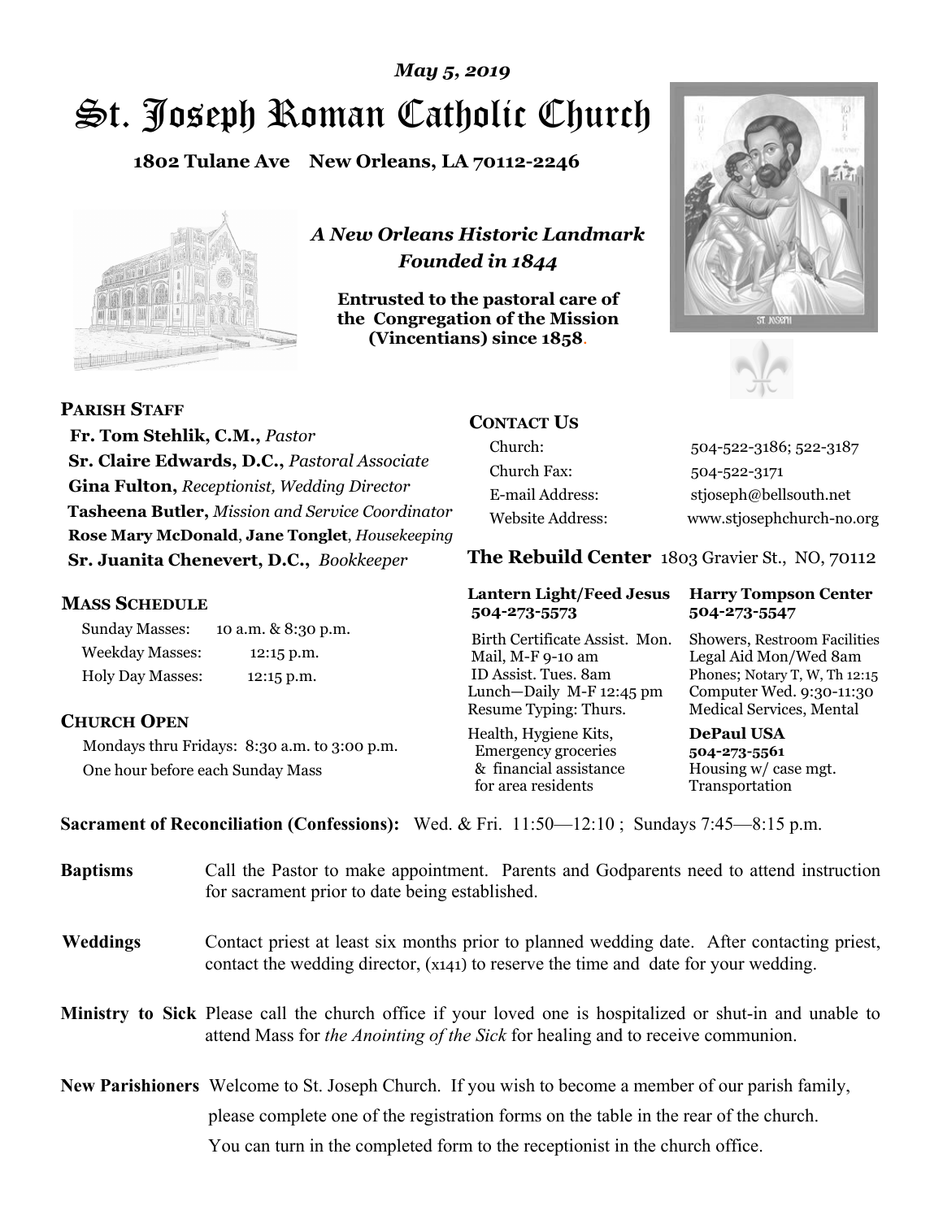*May 5, 2019*

# St. Joseph Roman Catholic Church

**1802 Tulane Ave New Orleans, LA 70112-2246**

*A New Orleans Historic Landmark*
*Founded in 1844*

**Entrusted to the pastoral care of the Congregation of the Mission (Vincentians) since 1858.**

## PARISH STAFF

**Fr. Tom Stehlik, C.M.,** *Pastor*
**Sr. Claire Edwards, D.C.,** *Pastoral Associate*
**Gina Fulton,** *Receptionist, Wedding Director*
**Tasheena Butler,** *Mission and Service Coordinator*
**Rose Mary McDonald**, **Jane Tonglet**, *Housekeeping*
**Sr. Juanita Chenevert, D.C.,** *Bookkeeper*

## MASS SCHEDULE

| | |
|---|---|
| Sunday Masses: | 10 a.m. & 8:30 p.m. |
| Weekday Masses: | 12:15 p.m. |
| Holy Day Masses: | 12:15 p.m. |

## CHURCH OPEN

Mondays thru Fridays: 8:30 a.m. to 3:00 p.m.
One hour before each Sunday Mass

## CONTACT US

| | |
|---|---|
| Church: | 504-522-3186; 522-3187 |
| Church Fax: | 504-522-3171 |
| E-mail Address: | stjoseph@bellsouth.net |
| Website Address: | www.stjosephchurch-no.org |

## The Rebuild Center 1803 Gravier St., NO, 70112

| Lantern Light/Feed Jesus 504-273-5573 | Harry Tompson Center 504-273-5547 |
|---|---|
| Birth Certificate Assist. Mon. Mail, M-F 9-10 am ID Assist. Tues. 8am Lunch—Daily M-F 12:45 pm Resume Typing: Thurs. | Showers, Restroom Facilities Legal Aid Mon/Wed 8am Phones; Notary T, W, Th 12:15 Computer Wed. 9:30-11:30 Medical Services, Mental |
| Health, Hygiene Kits, Emergency groceries & financial assistance for area residents | **DePaul USA 504-273-5561** Housing w/ case mgt. Transportation |

**Sacrament of Reconciliation (Confessions):** Wed. & Fri. 11:50—12:10 ; Sundays 7:45—8:15 p.m.

**Baptisms** Call the Pastor to make appointment. Parents and Godparents need to attend instruction for sacrament prior to date being established.

**Weddings** Contact priest at least six months prior to planned wedding date. After contacting priest, contact the wedding director, (x141) to reserve the time and date for your wedding.

**Ministry to Sick** Please call the church office if your loved one is hospitalized or shut-in and unable to attend Mass for *the Anointing of the Sick* for healing and to receive communion.

**New Parishioners** Welcome to St. Joseph Church. If you wish to become a member of our parish family, please complete one of the registration forms on the table in the rear of the church. You can turn in the completed form to the receptionist in the church office.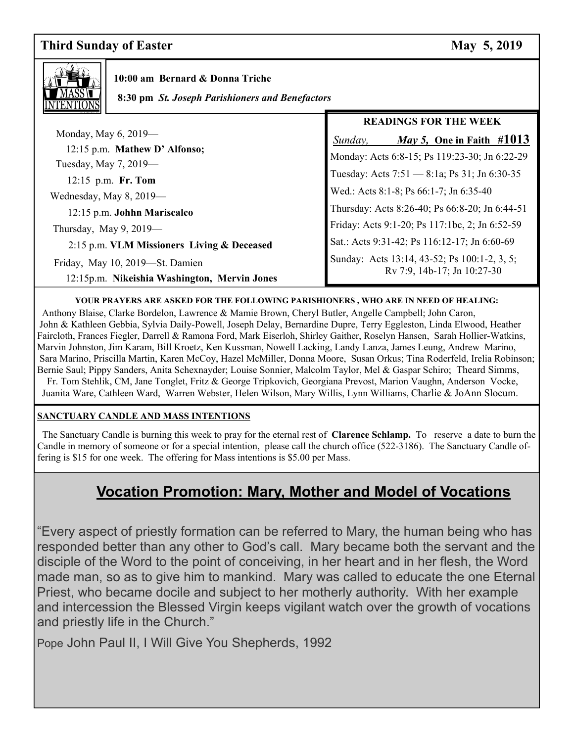**Third Sunday of Easter** **May 5, 2019**

**MASS INTENTIONS**

**10:00 am Bernard & Donna Triche**

**8:30 pm *St. Joseph Parishioners and Benefactors***

Monday, May 6, 2019—
12:15 p.m. **Mathew D' Alfonso;**

Tuesday, May 7, 2019—
12:15 p.m. **Fr. Tom**

Wednesday, May 8, 2019—
12:15 p.m. **Johhn Mariscalco**

Thursday, May 9, 2019—
2:15 p.m. **VLM Missioners Living & Deceased**

Friday, May 10, 2019—St. Damien
12:15p.m. **Nikeishia Washington, Mervin Jones**

**READINGS FOR THE WEEK**

*Sunday,* ***May 5,*** **One in Faith #1013**

Monday: Acts 6:8-15; Ps 119:23-30; Jn 6:22-29

Tuesday: Acts 7:51 — 8:1a; Ps 31; Jn 6:30-35

Wed.: Acts 8:1-8; Ps 66:1-7; Jn 6:35-40

Thursday: Acts 8:26-40; Ps 66:8-20; Jn 6:44-51

Friday: Acts 9:1-20; Ps 117:1bc, 2; Jn 6:52-59

Sat.: Acts 9:31-42; Ps 116:12-17; Jn 6:60-69

Sunday: Acts 13:14, 43-52; Ps 100:1-2, 3, 5; Rv 7:9, 14b-17; Jn 10:27-30

**YOUR PRAYERS ARE ASKED FOR THE FOLLOWING PARISHIONERS , WHO ARE IN NEED OF HEALING:**

Anthony Blaise, Clarke Bordelon, Lawrence & Mamie Brown, Cheryl Butler, Angelle Campbell; John Caron, John & Kathleen Gebbia, Sylvia Daily-Powell, Joseph Delay, Bernardine Dupre, Terry Eggleston, Linda Elwood, Heather Faircloth, Frances Fiegler, Darrell & Ramona Ford, Mark Eiserloh, Shirley Gaither, Roselyn Hansen, Sarah Hollier-Watkins, Marvin Johnston, Jim Karam, Bill Kroetz, Ken Kussman, Nowell Lacking, Landy Lanza, James Leung, Andrew Marino, Sara Marino, Priscilla Martin, Karen McCoy, Hazel McMiller, Donna Moore, Susan Orkus; Tina Roderfeld, Irelia Robinson; Bernie Saul; Pippy Sanders, Anita Schexnayder; Louise Sonnier, Malcolm Taylor, Mel & Gaspar Schiro; Theard Simms, Fr. Tom Stehlik, CM, Jane Tonglet, Fritz & George Tripkovich, Georgiana Prevost, Marion Vaughn, Anderson Vocke, Juanita Ware, Cathleen Ward, Warren Webster, Helen Wilson, Mary Willis, Lynn Williams, Charlie & JoAnn Slocum.

**SANCTUARY CANDLE AND MASS INTENTIONS**

The Sanctuary Candle is burning this week to pray for the eternal rest of **Clarence Schlamp.** To reserve a date to burn the Candle in memory of someone or for a special intention, please call the church office (522-3186). The Sanctuary Candle offering is $15 for one week. The offering for Mass intentions is $5.00 per Mass.

## Vocation Promotion: Mary, Mother and Model of Vocations

"Every aspect of priestly formation can be referred to Mary, the human being who has responded better than any other to God's call. Mary became both the servant and the disciple of the Word to the point of conceiving, in her heart and in her flesh, the Word made man, so as to give him to mankind. Mary was called to educate the one Eternal Priest, who became docile and subject to her motherly authority. With her example and intercession the Blessed Virgin keeps vigilant watch over the growth of vocations and priestly life in the Church."

Pope John Paul II, I Will Give You Shepherds, 1992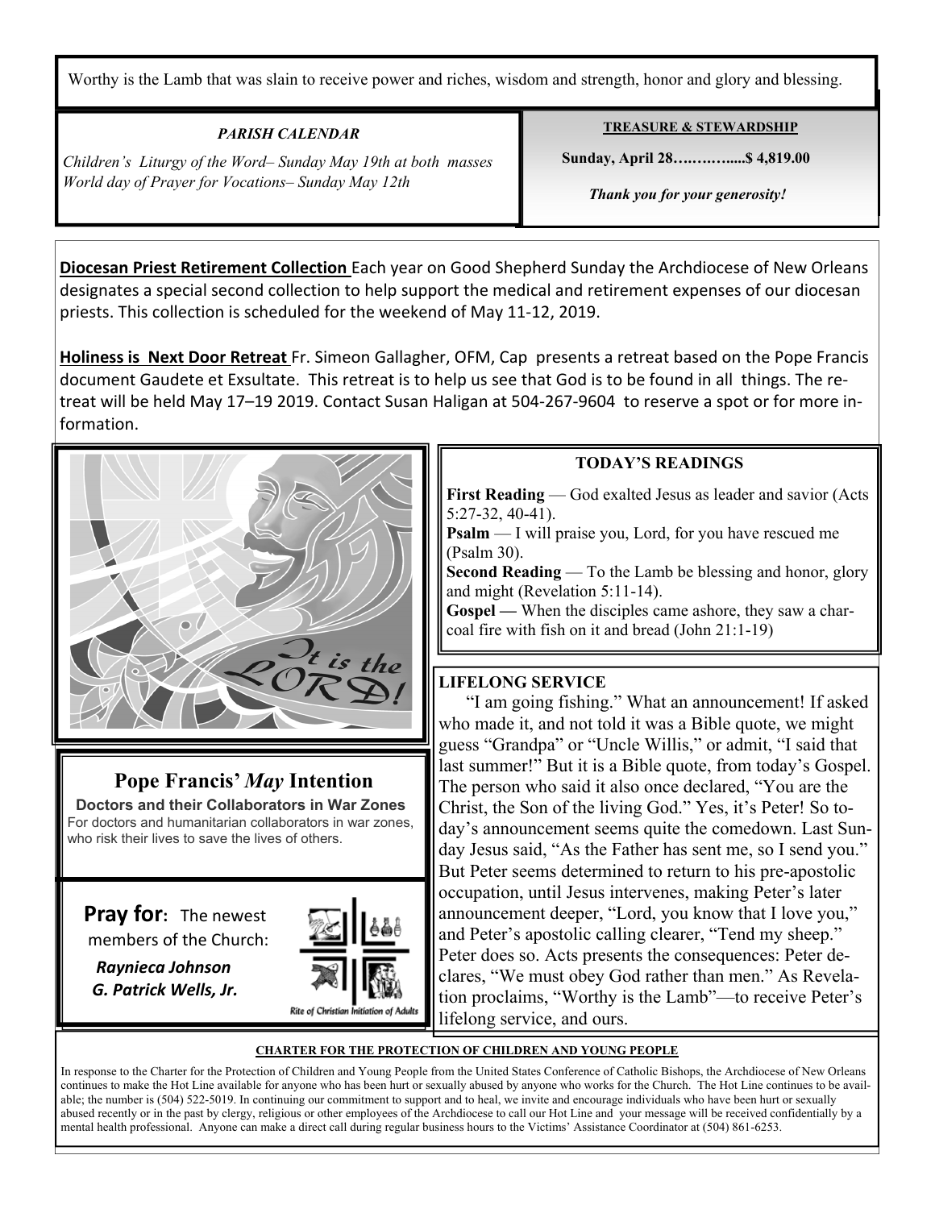Worthy is the Lamb that was slain to receive power and riches, wisdom and strength, honor and glory and blessing.

### *PARISH CALENDAR*

*Children's Liturgy of the Word– Sunday May 19th at both masses*
*World day of Prayer for Vocations– Sunday May 12th*

### TREASURE & STEWARDSHIP

**Sunday, April 28…………....$ 4,819.00**

***Thank you for your generosity!***

**Diocesan Priest Retirement Collection** Each year on Good Shepherd Sunday the Archdiocese of New Orleans designates a special second collection to help support the medical and retirement expenses of our diocesan priests. This collection is scheduled for the weekend of May 11-12, 2019.

**Holiness is Next Door Retreat** Fr. Simeon Gallagher, OFM, Cap presents a retreat based on the Pope Francis document Gaudete et Exsultate. This retreat is to help us see that God is to be found in all things. The retreat will be held May 17–19 2019. Contact Susan Haligan at 504-267-9604 to reserve a spot or for more information.

## Pope Francis' *May* Intention

**Doctors and their Collaborators in War Zones**
For doctors and humanitarian collaborators in war zones, who risk their lives to save the lives of others.

**Pray for:** The newest members of the Church:

***Raynieca Johnson***
***G. Patrick Wells, Jr.***

Rite of Christian Initiation of Adults

### TODAY'S READINGS

**First Reading** — God exalted Jesus as leader and savior (Acts 5:27-32, 40-41).
**Psalm** — I will praise you, Lord, for you have rescued me (Psalm 30).
**Second Reading** — To the Lamb be blessing and honor, glory and might (Revelation 5:11-14).
**Gospel —** When the disciples came ashore, they saw a charcoal fire with fish on it and bread (John 21:1-19)

### LIFELONG SERVICE

"I am going fishing." What an announcement! If asked who made it, and not told it was a Bible quote, we might guess "Grandpa" or "Uncle Willis," or admit, "I said that last summer!" But it is a Bible quote, from today's Gospel. The person who said it also once declared, "You are the Christ, the Son of the living God." Yes, it's Peter! So today's announcement seems quite the comedown. Last Sunday Jesus said, "As the Father has sent me, so I send you." But Peter seems determined to return to his pre-apostolic occupation, until Jesus intervenes, making Peter's later announcement deeper, "Lord, you know that I love you," and Peter's apostolic calling clearer, "Tend my sheep." Peter does so. Acts presents the consequences: Peter declares, "We must obey God rather than men." As Revelation proclaims, "Worthy is the Lamb"—to receive Peter's lifelong service, and ours.

### CHARTER FOR THE PROTECTION OF CHILDREN AND YOUNG PEOPLE

In response to the Charter for the Protection of Children and Young People from the United States Conference of Catholic Bishops, the Archdiocese of New Orleans continues to make the Hot Line available for anyone who has been hurt or sexually abused by anyone who works for the Church. The Hot Line continues to be available; the number is (504) 522-5019. In continuing our commitment to support and to heal, we invite and encourage individuals who have been hurt or sexually abused recently or in the past by clergy, religious or other employees of the Archdiocese to call our Hot Line and your message will be received confidentially by a mental health professional. Anyone can make a direct call during regular business hours to the Victims' Assistance Coordinator at (504) 861-6253.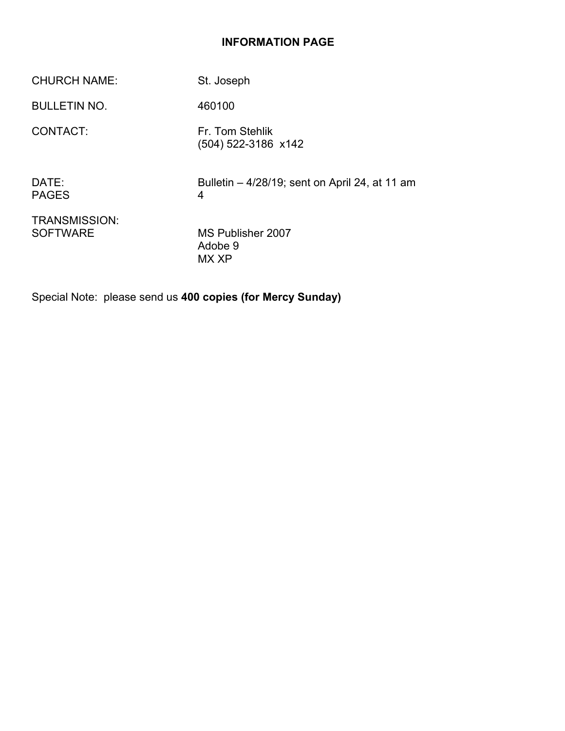# INFORMATION PAGE

| | |
|---|---|
| CHURCH NAME: | St. Joseph |
| BULLETIN NO. | 460100 |
| CONTACT: | Fr. Tom Stehlik<br>(504) 522-3186 x142 |
| DATE:<br>PAGES | Bulletin – 4/28/19; sent on April 24, at 11 am<br>4 |
| TRANSMISSION:<br>SOFTWARE | MS Publisher 2007<br>Adobe 9<br>MX XP |

Special Note: please send us **400 copies (for Mercy Sunday)**